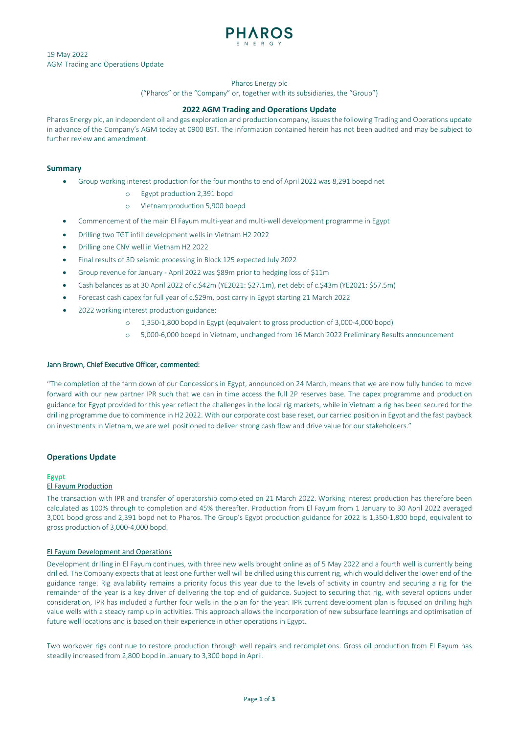PHAROS ENERGY

19 May 2022
AGM Trading and Operations Update

Pharos Energy plc
("Pharos" or the "Company" or, together with its subsidiaries, the "Group")

## 2022 AGM Trading and Operations Update

Pharos Energy plc, an independent oil and gas exploration and production company, issues the following Trading and Operations update in advance of the Company's AGM today at 0900 BST. The information contained herein has not been audited and may be subject to further review and amendment.

### Summary

- Group working interest production for the four months to end of April 2022 was 8,291 boepd net
  - Egypt production 2,391 bopd
  - Vietnam production 5,900 boepd
- Commencement of the main El Fayum multi-year and multi-well development programme in Egypt
- Drilling two TGT infill development wells in Vietnam H2 2022
- Drilling one CNV well in Vietnam H2 2022
- Final results of 3D seismic processing in Block 125 expected July 2022
- Group revenue for January - April 2022 was $89m prior to hedging loss of $11m
- Cash balances as at 30 April 2022 of c.$42m (YE2021: $27.1m), net debt of c.$43m (YE2021: $57.5m)
- Forecast cash capex for full year of c.$29m, post carry in Egypt starting 21 March 2022
- 2022 working interest production guidance:
  - 1,350-1,800 bopd in Egypt (equivalent to gross production of 3,000-4,000 bopd)
  - 5,000-6,000 boepd in Vietnam, unchanged from 16 March 2022 Preliminary Results announcement

Jann Brown, Chief Executive Officer, commented:

"The completion of the farm down of our Concessions in Egypt, announced on 24 March, means that we are now fully funded to move forward with our new partner IPR such that we can in time access the full 2P reserves base. The capex programme and production guidance for Egypt provided for this year reflect the challenges in the local rig markets, while in Vietnam a rig has been secured for the drilling programme due to commence in H2 2022. With our corporate cost base reset, our carried position in Egypt and the fast payback on investments in Vietnam, we are well positioned to deliver strong cash flow and drive value for our stakeholders."

### Operations Update

#### Egypt

El Fayum Production

The transaction with IPR and transfer of operatorship completed on 21 March 2022. Working interest production has therefore been calculated as 100% through to completion and 45% thereafter. Production from El Fayum from 1 January to 30 April 2022 averaged 3,001 bopd gross and 2,391 bopd net to Pharos. The Group's Egypt production guidance for 2022 is 1,350-1,800 bopd, equivalent to gross production of 3,000-4,000 bopd.

El Fayum Development and Operations

Development drilling in El Fayum continues, with three new wells brought online as of 5 May 2022 and a fourth well is currently being drilled. The Company expects that at least one further well will be drilled using this current rig, which would deliver the lower end of the guidance range. Rig availability remains a priority focus this year due to the levels of activity in country and securing a rig for the remainder of the year is a key driver of delivering the top end of guidance. Subject to securing that rig, with several options under consideration, IPR has included a further four wells in the plan for the year. IPR current development plan is focused on drilling high value wells with a steady ramp up in activities. This approach allows the incorporation of new subsurface learnings and optimisation of future well locations and is based on their experience in other operations in Egypt.

Two workover rigs continue to restore production through well repairs and recompletions. Gross oil production from El Fayum has steadily increased from 2,800 bopd in January to 3,300 bopd in April.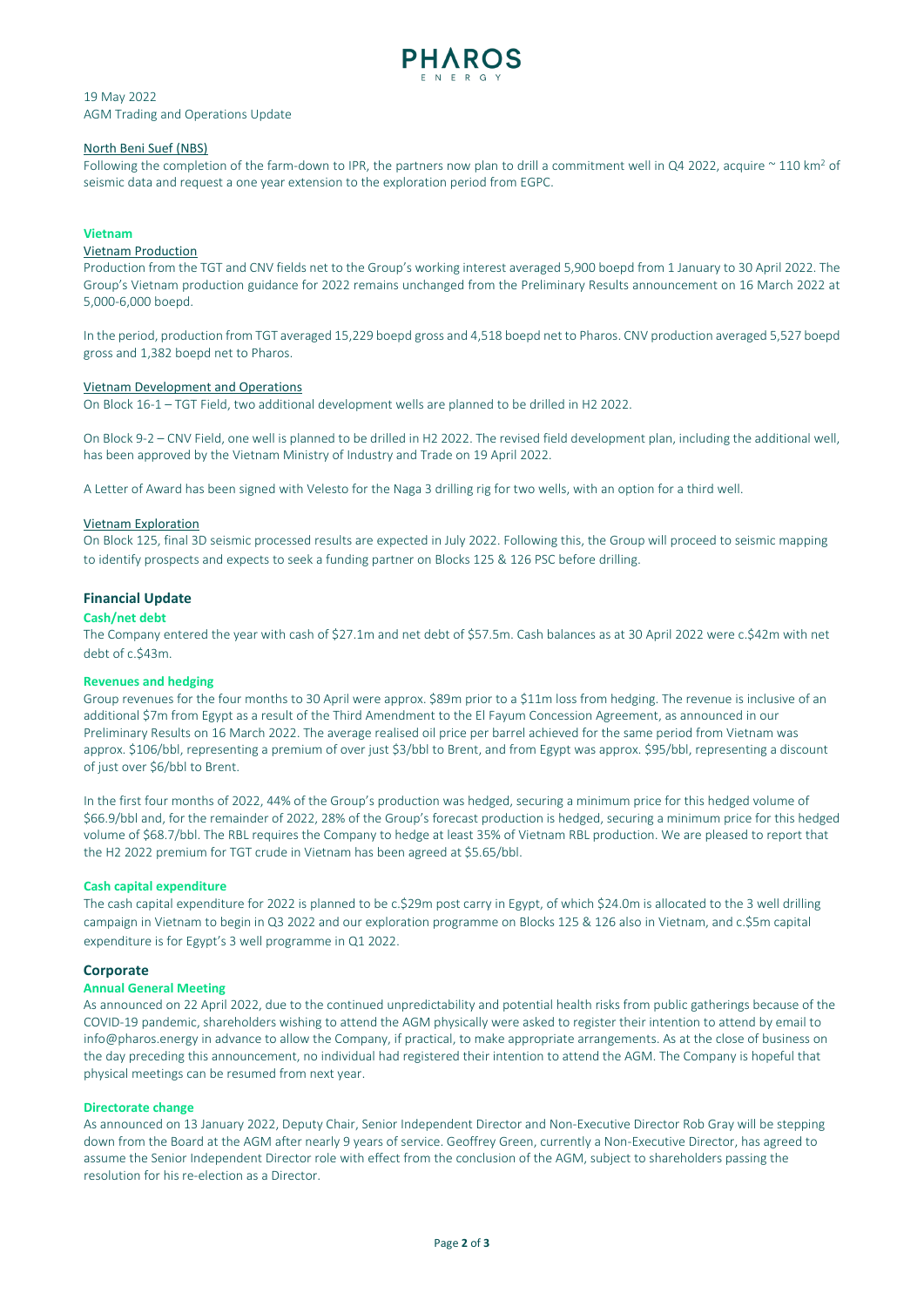19 May 2022
AGM Trading and Operations Update

North Beni Suef (NBS)

Following the completion of the farm-down to IPR, the partners now plan to drill a commitment well in Q4 2022, acquire ~ 110 $km^2$ of seismic data and request a one year extension to the exploration period from EGPC.

## Vietnam

### Vietnam Production

Production from the TGT and CNV fields net to the Group's working interest averaged 5,900 boepd from 1 January to 30 April 2022. The Group's Vietnam production guidance for 2022 remains unchanged from the Preliminary Results announcement on 16 March 2022 at 5,000-6,000 boepd.

In the period, production from TGT averaged 15,229 boepd gross and 4,518 boepd net to Pharos. CNV production averaged 5,527 boepd gross and 1,382 boepd net to Pharos.

### Vietnam Development and Operations

On Block 16-1 – TGT Field, two additional development wells are planned to be drilled in H2 2022.

On Block 9-2 – CNV Field, one well is planned to be drilled in H2 2022. The revised field development plan, including the additional well, has been approved by the Vietnam Ministry of Industry and Trade on 19 April 2022.

A Letter of Award has been signed with Velesto for the Naga 3 drilling rig for two wells, with an option for a third well.

### Vietnam Exploration

On Block 125, final 3D seismic processed results are expected in July 2022. Following this, the Group will proceed to seismic mapping to identify prospects and expects to seek a funding partner on Blocks 125 & 126 PSC before drilling.

## Financial Update

### Cash/net debt

The Company entered the year with cash of \$27.1m and net debt of \$57.5m. Cash balances as at 30 April 2022 were c.\$42m with net debt of c.\$43m.

### Revenues and hedging

Group revenues for the four months to 30 April were approx. \$89m prior to a \$11m loss from hedging. The revenue is inclusive of an additional \$7m from Egypt as a result of the Third Amendment to the El Fayum Concession Agreement, as announced in our Preliminary Results on 16 March 2022. The average realised oil price per barrel achieved for the same period from Vietnam was approx. \$106/bbl, representing a premium of over just \$3/bbl to Brent, and from Egypt was approx. \$95/bbl, representing a discount of just over \$6/bbl to Brent.

In the first four months of 2022, 44% of the Group's production was hedged, securing a minimum price for this hedged volume of \$66.9/bbl and, for the remainder of 2022, 28% of the Group's forecast production is hedged, securing a minimum price for this hedged volume of \$68.7/bbl. The RBL requires the Company to hedge at least 35% of Vietnam RBL production. We are pleased to report that the H2 2022 premium for TGT crude in Vietnam has been agreed at \$5.65/bbl.

### Cash capital expenditure

The cash capital expenditure for 2022 is planned to be c.\$29m post carry in Egypt, of which \$24.0m is allocated to the 3 well drilling campaign in Vietnam to begin in Q3 2022 and our exploration programme on Blocks 125 & 126 also in Vietnam, and c.\$5m capital expenditure is for Egypt's 3 well programme in Q1 2022.

## Corporate

### Annual General Meeting

As announced on 22 April 2022, due to the continued unpredictability and potential health risks from public gatherings because of the COVID-19 pandemic, shareholders wishing to attend the AGM physically were asked to register their intention to attend by email to info@pharos.energy in advance to allow the Company, if practical, to make appropriate arrangements. As at the close of business on the day preceding this announcement, no individual had registered their intention to attend the AGM. The Company is hopeful that physical meetings can be resumed from next year.

### Directorate change

As announced on 13 January 2022, Deputy Chair, Senior Independent Director and Non-Executive Director Rob Gray will be stepping down from the Board at the AGM after nearly 9 years of service. Geoffrey Green, currently a Non-Executive Director, has agreed to assume the Senior Independent Director role with effect from the conclusion of the AGM, subject to shareholders passing the resolution for his re-election as a Director.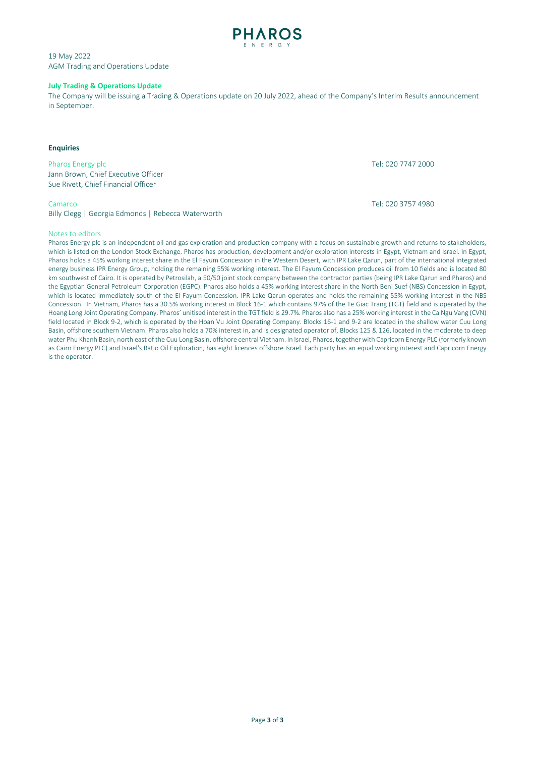19 May 2022
AGM Trading and Operations Update

**July Trading & Operations Update**

The Company will be issuing a Trading & Operations update on 20 July 2022, ahead of the Company's Interim Results announcement in September.

**Enquiries**

Pharos Energy plc — Tel: 020 7747 2000
Jann Brown, Chief Executive Officer
Sue Rivett, Chief Financial Officer

Camarco — Tel: 020 3757 4980
Billy Clegg | Georgia Edmonds | Rebecca Waterworth

Notes to editors

Pharos Energy plc is an independent oil and gas exploration and production company with a focus on sustainable growth and returns to stakeholders, which is listed on the London Stock Exchange. Pharos has production, development and/or exploration interests in Egypt, Vietnam and Israel. In Egypt, Pharos holds a 45% working interest share in the El Fayum Concession in the Western Desert, with IPR Lake Qarun, part of the international integrated energy business IPR Energy Group, holding the remaining 55% working interest. The El Fayum Concession produces oil from 10 fields and is located 80 km southwest of Cairo. It is operated by Petrosilah, a 50/50 joint stock company between the contractor parties (being IPR Lake Qarun and Pharos) and the Egyptian General Petroleum Corporation (EGPC). Pharos also holds a 45% working interest share in the North Beni Suef (NBS) Concession in Egypt, which is located immediately south of the El Fayum Concession. IPR Lake Qarun operates and holds the remaining 55% working interest in the NBS Concession. In Vietnam, Pharos has a 30.5% working interest in Block 16-1 which contains 97% of the Te Giac Trang (TGT) field and is operated by the Hoang Long Joint Operating Company. Pharos' unitised interest in the TGT field is 29.7%. Pharos also has a 25% working interest in the Ca Ngu Vang (CVN) field located in Block 9-2, which is operated by the Hoan Vu Joint Operating Company. Blocks 16-1 and 9-2 are located in the shallow water Cuu Long Basin, offshore southern Vietnam. Pharos also holds a 70% interest in, and is designated operator of, Blocks 125 & 126, located in the moderate to deep water Phu Khanh Basin, north east of the Cuu Long Basin, offshore central Vietnam. In Israel, Pharos, together with Capricorn Energy PLC (formerly known as Cairn Energy PLC) and Israel's Ratio Oil Exploration, has eight licences offshore Israel. Each party has an equal working interest and Capricorn Energy is the operator.